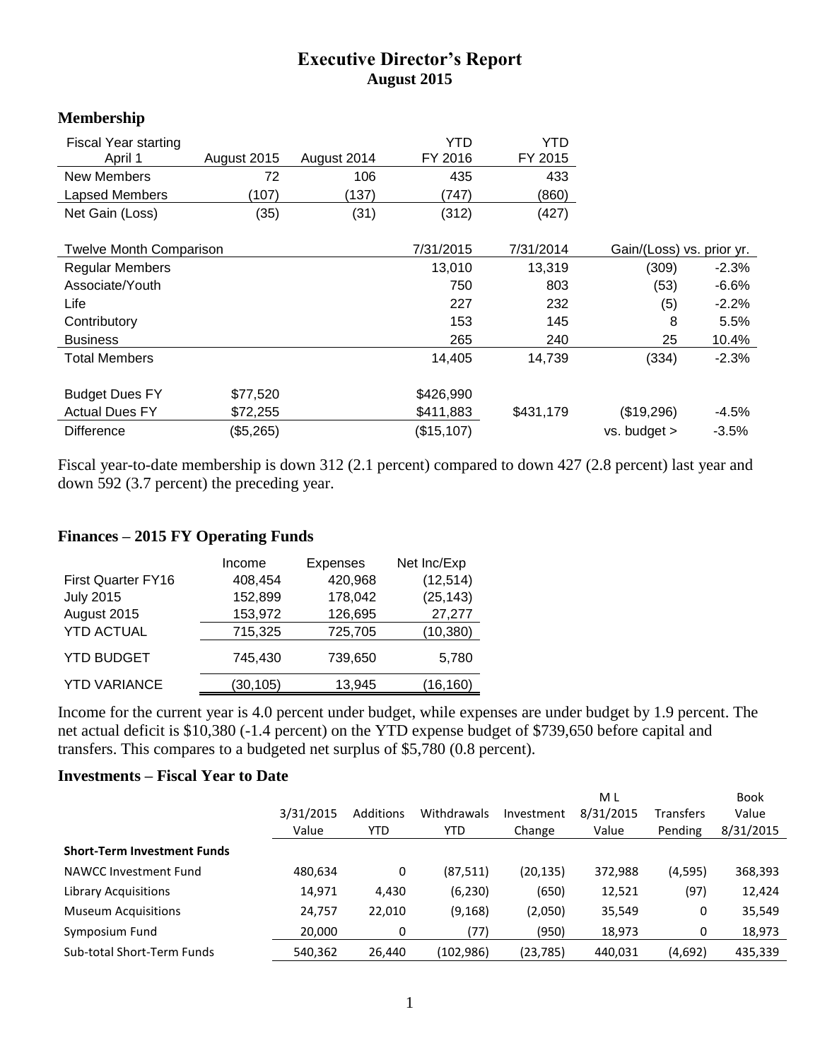# Executive Director's Report
## August 2015

### Membership

| Fiscal Year starting April 1 | August 2015 | August 2014 | YTD FY 2016 | YTD FY 2015 | | |
|---|---|---|---|---|---|---|
| New Members | 72 | 106 | 435 | 433 | | |
| Lapsed Members | (107) | (137) | (747) | (860) | | |
| Net Gain (Loss) | (35) | (31) | (312) | (427) | | |
| | | | | | | |
| Twelve Month Comparison | | | 7/31/2015 | 7/31/2014 | Gain/(Loss) vs. prior yr. | |
| Regular Members | | | 13,010 | 13,319 | (309) | -2.3% |
| Associate/Youth | | | 750 | 803 | (53) | -6.6% |
| Life | | | 227 | 232 | (5) | -2.2% |
| Contributory | | | 153 | 145 | 8 | 5.5% |
| Business | | | 265 | 240 | 25 | 10.4% |
| Total Members | | | 14,405 | 14,739 | (334) | -2.3% |
| | | | | | | |
| Budget Dues FY | $77,520 | | $426,990 | | | |
| Actual Dues FY | $72,255 | | $411,883 | $431,179 | ($19,296) | -4.5% |
| Difference | ($5,265) | | ($15,107) | | vs. budget > | -3.5% |

Fiscal year-to-date membership is down 312 (2.1 percent) compared to down 427 (2.8 percent) last year and down 592 (3.7 percent) the preceding year.

### Finances – 2015 FY Operating Funds

| | Income | Expenses | Net Inc/Exp |
|---|---|---|---|
| First Quarter FY16 | 408,454 | 420,968 | (12,514) |
| July 2015 | 152,899 | 178,042 | (25,143) |
| August 2015 | 153,972 | 126,695 | 27,277 |
| YTD ACTUAL | 715,325 | 725,705 | (10,380) |
| YTD BUDGET | 745,430 | 739,650 | 5,780 |
| YTD VARIANCE | (30,105) | 13,945 | (16,160) |

Income for the current year is 4.0 percent under budget, while expenses are under budget by 1.9 percent. The net actual deficit is $10,380 (-1.4 percent) on the YTD expense budget of $739,650 before capital and transfers. This compares to a budgeted net surplus of $5,780 (0.8 percent).

### Investments – Fiscal Year to Date

| | 3/31/2015 Value | Additions YTD | Withdrawals YTD | Investment Change | M L 8/31/2015 Value | Transfers Pending | Book Value 8/31/2015 |
|---|---|---|---|---|---|---|---|
| **Short-Term Investment Funds** | | | | | | | |
| NAWCC Investment Fund | 480,634 | 0 | (87,511) | (20,135) | 372,988 | (4,595) | 368,393 |
| Library Acquisitions | 14,971 | 4,430 | (6,230) | (650) | 12,521 | (97) | 12,424 |
| Museum Acquisitions | 24,757 | 22,010 | (9,168) | (2,050) | 35,549 | 0 | 35,549 |
| Symposium Fund | 20,000 | 0 | (77) | (950) | 18,973 | 0 | 18,973 |
| Sub-total Short-Term Funds | 540,362 | 26,440 | (102,986) | (23,785) | 440,031 | (4,692) | 435,339 |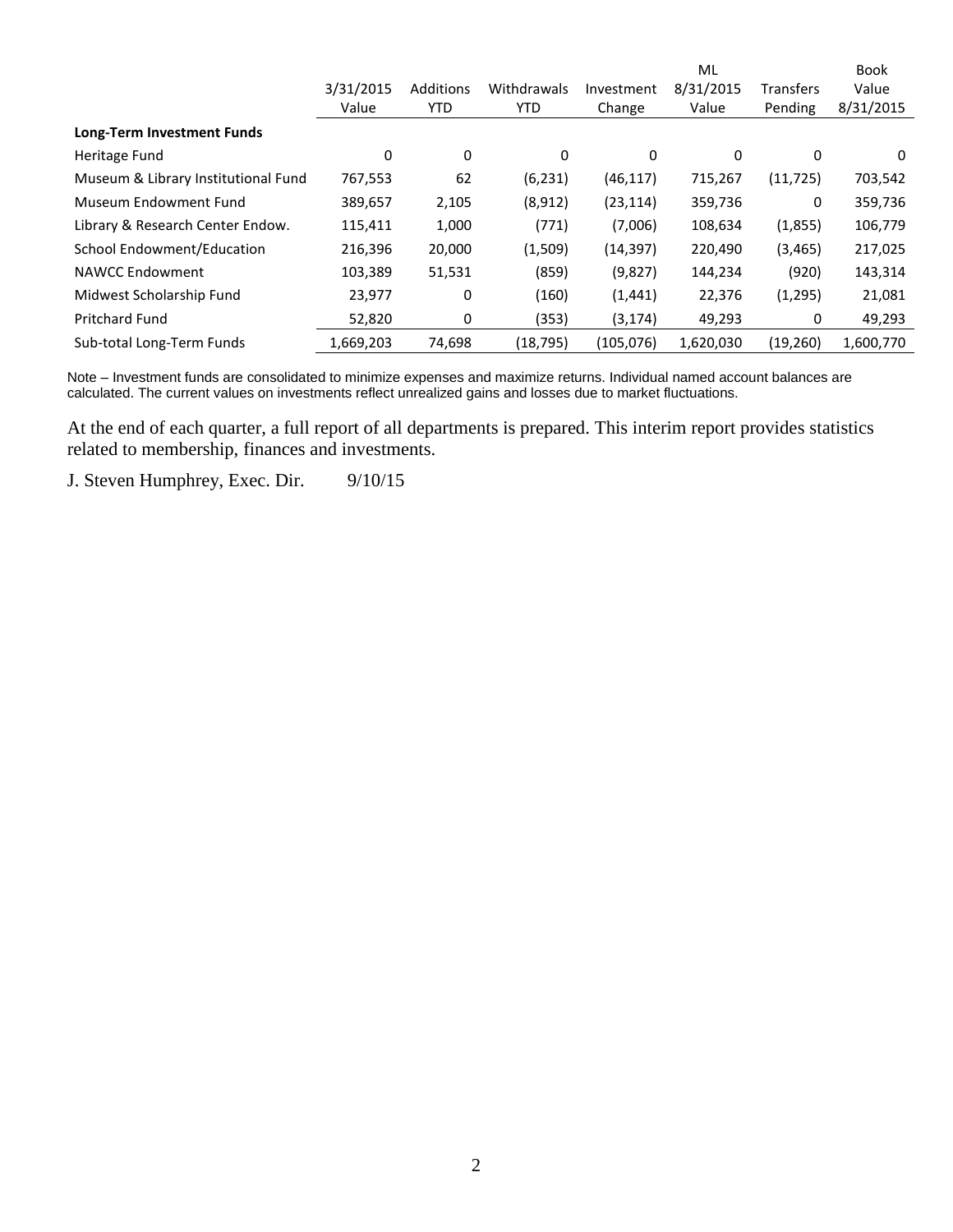| | 3/31/2015 Value | Additions YTD | Withdrawals YTD | Investment Change | ML 8/31/2015 Value | Transfers Pending | Book Value 8/31/2015 |
|---|---|---|---|---|---|---|---|
| **Long-Term Investment Funds** | | | | | | | |
| Heritage Fund | 0 | 0 | 0 | 0 | 0 | 0 | 0 |
| Museum & Library Institutional Fund | 767,553 | 62 | (6,231) | (46,117) | 715,267 | (11,725) | 703,542 |
| Museum Endowment Fund | 389,657 | 2,105 | (8,912) | (23,114) | 359,736 | 0 | 359,736 |
| Library & Research Center Endow. | 115,411 | 1,000 | (771) | (7,006) | 108,634 | (1,855) | 106,779 |
| School Endowment/Education | 216,396 | 20,000 | (1,509) | (14,397) | 220,490 | (3,465) | 217,025 |
| NAWCC Endowment | 103,389 | 51,531 | (859) | (9,827) | 144,234 | (920) | 143,314 |
| Midwest Scholarship Fund | 23,977 | 0 | (160) | (1,441) | 22,376 | (1,295) | 21,081 |
| Pritchard Fund | 52,820 | 0 | (353) | (3,174) | 49,293 | 0 | 49,293 |
| Sub-total Long-Term Funds | 1,669,203 | 74,698 | (18,795) | (105,076) | 1,620,030 | (19,260) | 1,600,770 |

Note – Investment funds are consolidated to minimize expenses and maximize returns. Individual named account balances are calculated. The current values on investments reflect unrealized gains and losses due to market fluctuations.

At the end of each quarter, a full report of all departments is prepared. This interim report provides statistics related to membership, finances and investments.

J. Steven Humphrey, Exec. Dir. 9/10/15